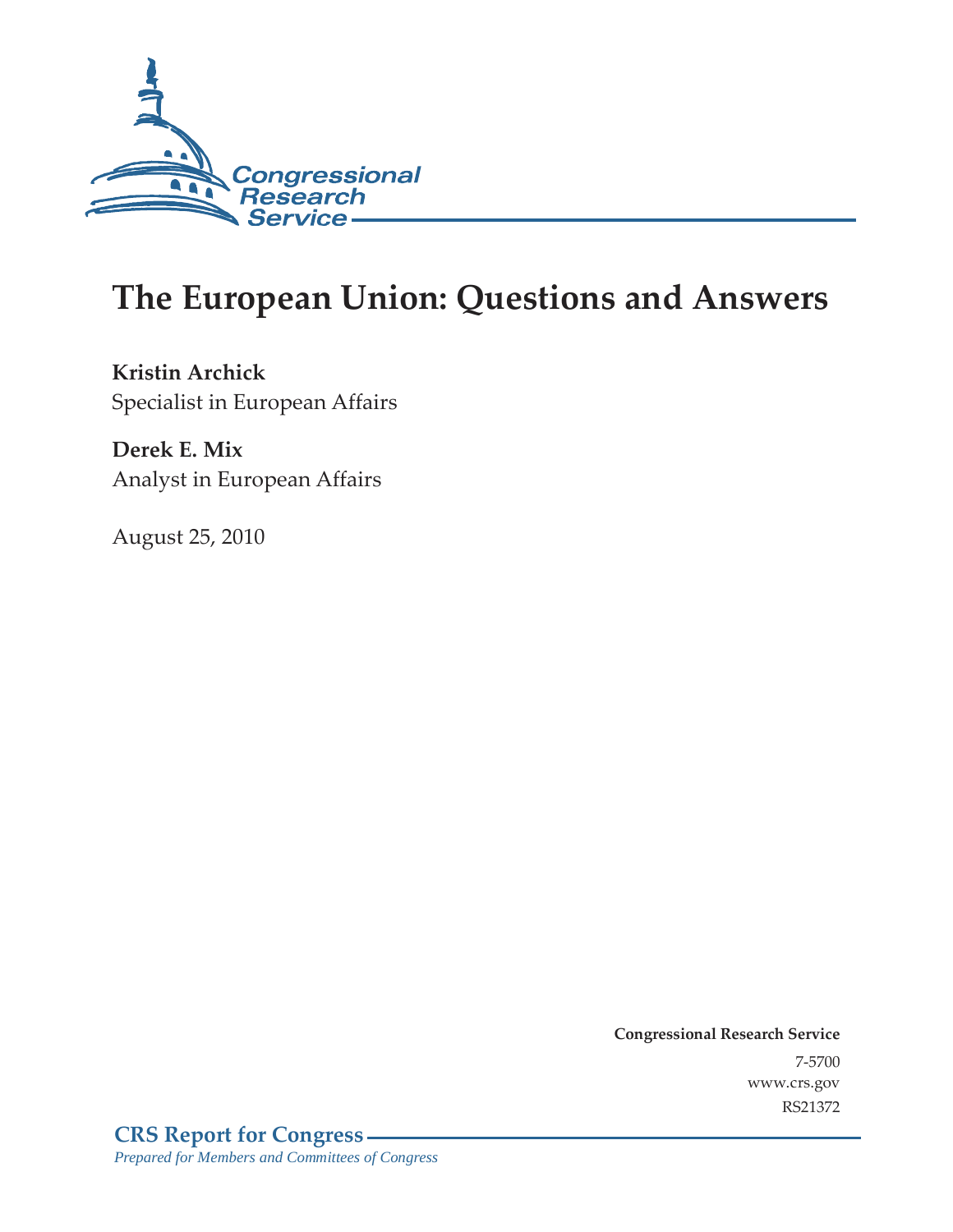Congressional Research Service

# The European Union: Questions and Answers

**Kristin Archick**
Specialist in European Affairs

**Derek E. Mix**
Analyst in European Affairs

August 25, 2010

**Congressional Research Service**
7-5700
www.crs.gov
RS21372

**CRS Report for Congress**
*Prepared for Members and Committees of Congress*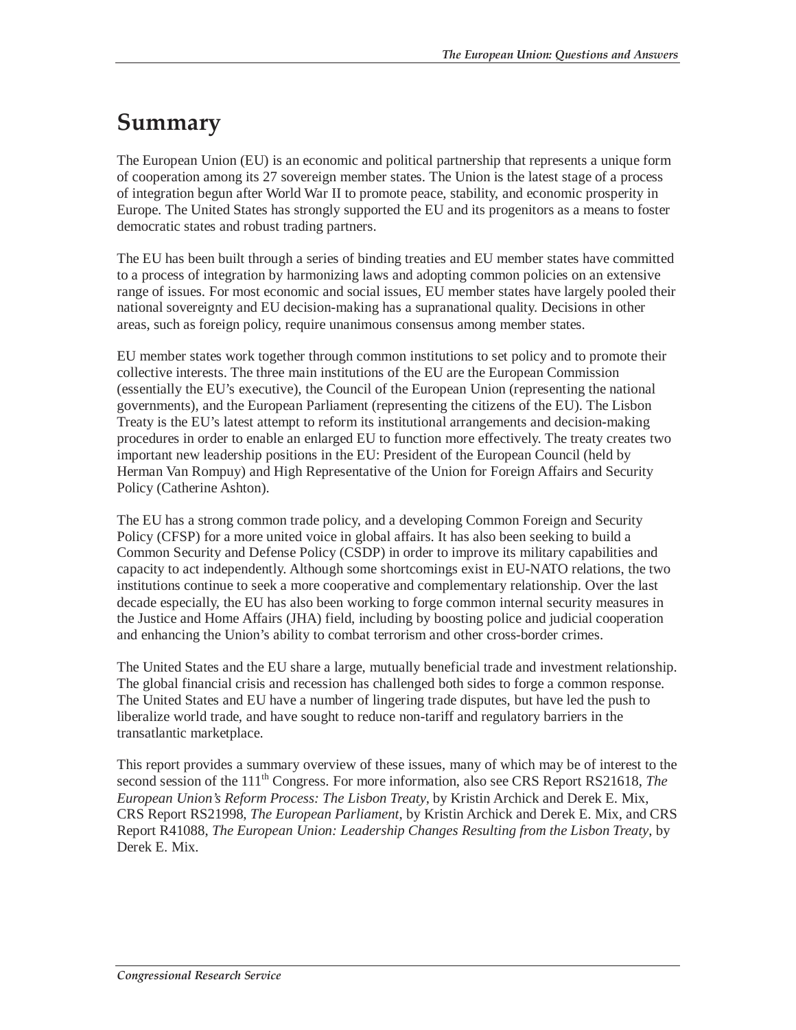# Summary

The European Union (EU) is an economic and political partnership that represents a unique form of cooperation among its 27 sovereign member states. The Union is the latest stage of a process of integration begun after World War II to promote peace, stability, and economic prosperity in Europe. The United States has strongly supported the EU and its progenitors as a means to foster democratic states and robust trading partners.

The EU has been built through a series of binding treaties and EU member states have committed to a process of integration by harmonizing laws and adopting common policies on an extensive range of issues. For most economic and social issues, EU member states have largely pooled their national sovereignty and EU decision-making has a supranational quality. Decisions in other areas, such as foreign policy, require unanimous consensus among member states.

EU member states work together through common institutions to set policy and to promote their collective interests. The three main institutions of the EU are the European Commission (essentially the EU's executive), the Council of the European Union (representing the national governments), and the European Parliament (representing the citizens of the EU). The Lisbon Treaty is the EU's latest attempt to reform its institutional arrangements and decision-making procedures in order to enable an enlarged EU to function more effectively. The treaty creates two important new leadership positions in the EU: President of the European Council (held by Herman Van Rompuy) and High Representative of the Union for Foreign Affairs and Security Policy (Catherine Ashton).

The EU has a strong common trade policy, and a developing Common Foreign and Security Policy (CFSP) for a more united voice in global affairs. It has also been seeking to build a Common Security and Defense Policy (CSDP) in order to improve its military capabilities and capacity to act independently. Although some shortcomings exist in EU-NATO relations, the two institutions continue to seek a more cooperative and complementary relationship. Over the last decade especially, the EU has also been working to forge common internal security measures in the Justice and Home Affairs (JHA) field, including by boosting police and judicial cooperation and enhancing the Union's ability to combat terrorism and other cross-border crimes.

The United States and the EU share a large, mutually beneficial trade and investment relationship. The global financial crisis and recession has challenged both sides to forge a common response. The United States and EU have a number of lingering trade disputes, but have led the push to liberalize world trade, and have sought to reduce non-tariff and regulatory barriers in the transatlantic marketplace.

This report provides a summary overview of these issues, many of which may be of interest to the second session of the 111th Congress. For more information, also see CRS Report RS21618, *The European Union's Reform Process: The Lisbon Treaty*, by Kristin Archick and Derek E. Mix, CRS Report RS21998, *The European Parliament*, by Kristin Archick and Derek E. Mix, and CRS Report R41088, *The European Union: Leadership Changes Resulting from the Lisbon Treaty*, by Derek E. Mix.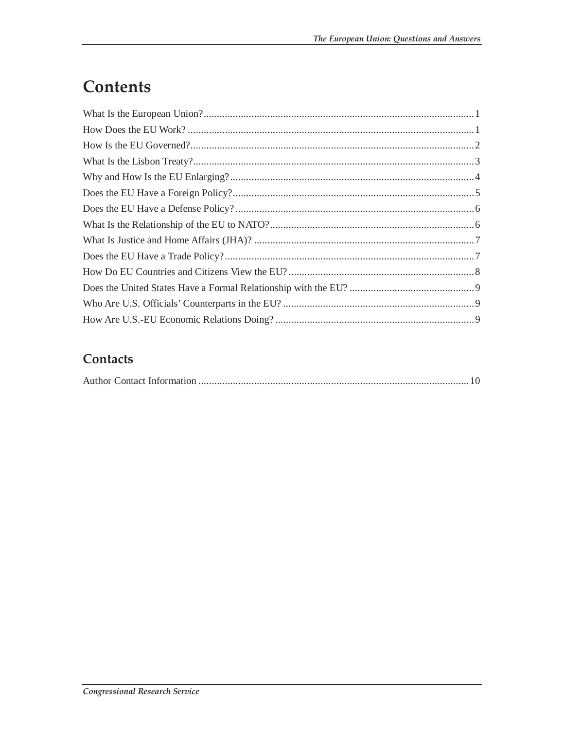# Contents

What Is the European Union?...................................................................................................... 1
How Does the EU Work? ............................................................................................................ 1
How Is the EU Governed?........................................................................................................... 2
What Is the Lisbon Treaty?.......................................................................................................... 3
Why and How Is the EU Enlarging?............................................................................................ 4
Does the EU Have a Foreign Policy?........................................................................................... 5
Does the EU Have a Defense Policy? .......................................................................................... 6
What Is the Relationship of the EU to NATO?............................................................................. 6
What Is Justice and Home Affairs (JHA)? ................................................................................... 7
Does the EU Have a Trade Policy?.............................................................................................. 7
How Do EU Countries and Citizens View the EU?...................................................................... 8
Does the United States Have a Formal Relationship with the EU? ............................................... 9
Who Are U.S. Officials' Counterparts in the EU? ........................................................................ 9
How Are U.S.-EU Economic Relations Doing? ........................................................................... 9

## Contacts

Author Contact Information ...................................................................................................... 10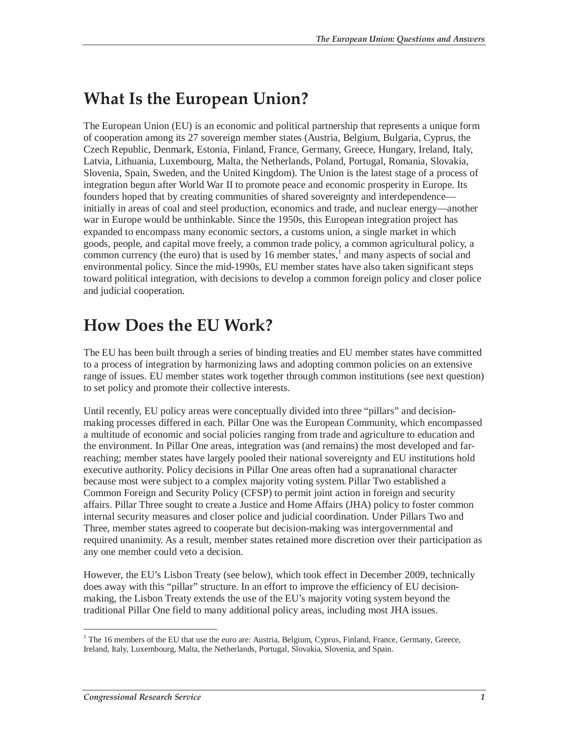# What Is the European Union?

The European Union (EU) is an economic and political partnership that represents a unique form of cooperation among its 27 sovereign member states (Austria, Belgium, Bulgaria, Cyprus, the Czech Republic, Denmark, Estonia, Finland, France, Germany, Greece, Hungary, Ireland, Italy, Latvia, Lithuania, Luxembourg, Malta, the Netherlands, Poland, Portugal, Romania, Slovakia, Slovenia, Spain, Sweden, and the United Kingdom). The Union is the latest stage of a process of integration begun after World War II to promote peace and economic prosperity in Europe. Its founders hoped that by creating communities of shared sovereignty and interdependence—initially in areas of coal and steel production, economics and trade, and nuclear energy—another war in Europe would be unthinkable. Since the 1950s, this European integration project has expanded to encompass many economic sectors, a customs union, a single market in which goods, people, and capital move freely, a common trade policy, a common agricultural policy, a common currency (the euro) that is used by 16 member states,[1] and many aspects of social and environmental policy. Since the mid-1990s, EU member states have also taken significant steps toward political integration, with decisions to develop a common foreign policy and closer police and judicial cooperation.

# How Does the EU Work?

The EU has been built through a series of binding treaties and EU member states have committed to a process of integration by harmonizing laws and adopting common policies on an extensive range of issues. EU member states work together through common institutions (see next question) to set policy and promote their collective interests.

Until recently, EU policy areas were conceptually divided into three "pillars" and decision-making processes differed in each. Pillar One was the European Community, which encompassed a multitude of economic and social policies ranging from trade and agriculture to education and the environment. In Pillar One areas, integration was (and remains) the most developed and far-reaching; member states have largely pooled their national sovereignty and EU institutions hold executive authority. Policy decisions in Pillar One areas often had a supranational character because most were subject to a complex majority voting system. Pillar Two established a Common Foreign and Security Policy (CFSP) to permit joint action in foreign and security affairs. Pillar Three sought to create a Justice and Home Affairs (JHA) policy to foster common internal security measures and closer police and judicial coordination. Under Pillars Two and Three, member states agreed to cooperate but decision-making was intergovernmental and required unanimity. As a result, member states retained more discretion over their participation as any one member could veto a decision.

However, the EU's Lisbon Treaty (see below), which took effect in December 2009, technically does away with this "pillar" structure. In an effort to improve the efficiency of EU decision-making, the Lisbon Treaty extends the use of the EU's majority voting system beyond the traditional Pillar One field to many additional policy areas, including most JHA issues.

---

[1] The 16 members of the EU that use the euro are: Austria, Belgium, Cyprus, Finland, France, Germany, Greece, Ireland, Italy, Luxembourg, Malta, the Netherlands, Portugal, Slovakia, Slovenia, and Spain.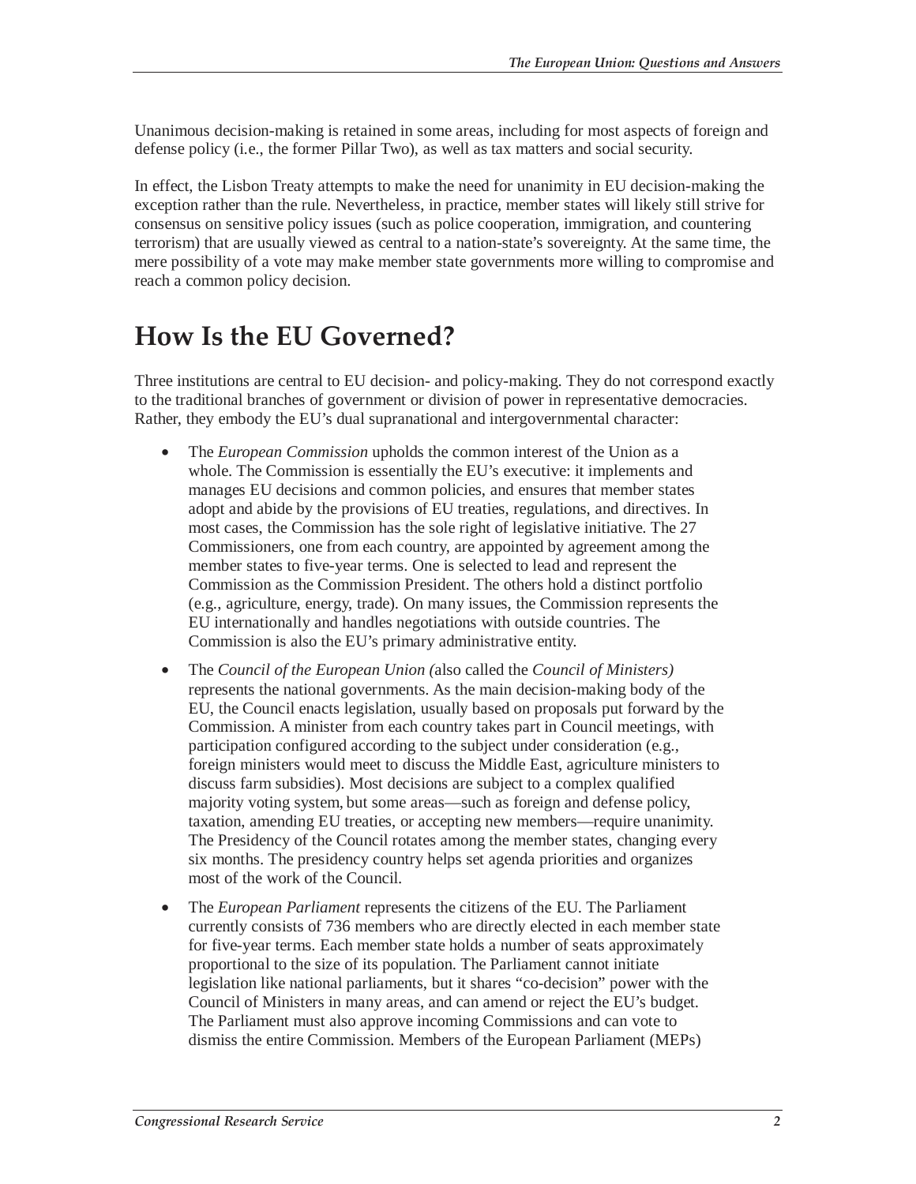Unanimous decision-making is retained in some areas, including for most aspects of foreign and defense policy (i.e., the former Pillar Two), as well as tax matters and social security.

In effect, the Lisbon Treaty attempts to make the need for unanimity in EU decision-making the exception rather than the rule. Nevertheless, in practice, member states will likely still strive for consensus on sensitive policy issues (such as police cooperation, immigration, and countering terrorism) that are usually viewed as central to a nation-state's sovereignty. At the same time, the mere possibility of a vote may make member state governments more willing to compromise and reach a common policy decision.

## How Is the EU Governed?

Three institutions are central to EU decision- and policy-making. They do not correspond exactly to the traditional branches of government or division of power in representative democracies. Rather, they embody the EU's dual supranational and intergovernmental character:

- The *European Commission* upholds the common interest of the Union as a whole. The Commission is essentially the EU's executive: it implements and manages EU decisions and common policies, and ensures that member states adopt and abide by the provisions of EU treaties, regulations, and directives. In most cases, the Commission has the sole right of legislative initiative. The 27 Commissioners, one from each country, are appointed by agreement among the member states to five-year terms. One is selected to lead and represent the Commission as the Commission President. The others hold a distinct portfolio (e.g., agriculture, energy, trade). On many issues, the Commission represents the EU internationally and handles negotiations with outside countries. The Commission is also the EU's primary administrative entity.
- The *Council of the European Union (*also called the *Council of Ministers)* represents the national governments. As the main decision-making body of the EU, the Council enacts legislation, usually based on proposals put forward by the Commission. A minister from each country takes part in Council meetings, with participation configured according to the subject under consideration (e.g., foreign ministers would meet to discuss the Middle East, agriculture ministers to discuss farm subsidies). Most decisions are subject to a complex qualified majority voting system, but some areas—such as foreign and defense policy, taxation, amending EU treaties, or accepting new members—require unanimity. The Presidency of the Council rotates among the member states, changing every six months. The presidency country helps set agenda priorities and organizes most of the work of the Council.
- The *European Parliament* represents the citizens of the EU. The Parliament currently consists of 736 members who are directly elected in each member state for five-year terms. Each member state holds a number of seats approximately proportional to the size of its population. The Parliament cannot initiate legislation like national parliaments, but it shares "co-decision" power with the Council of Ministers in many areas, and can amend or reject the EU's budget. The Parliament must also approve incoming Commissions and can vote to dismiss the entire Commission. Members of the European Parliament (MEPs)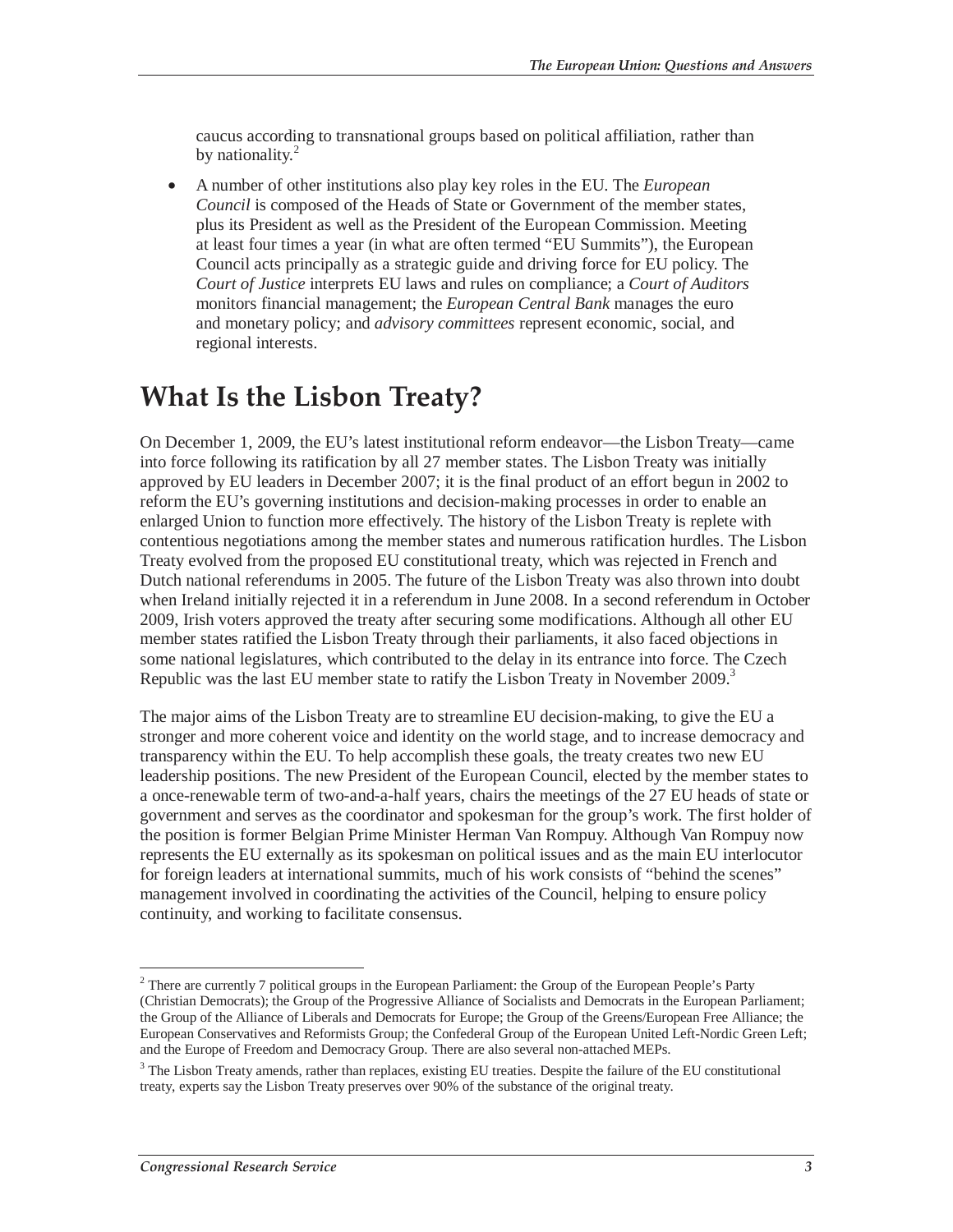caucus according to transnational groups based on political affiliation, rather than by nationality.[2]

- A number of other institutions also play key roles in the EU. The *European Council* is composed of the Heads of State or Government of the member states, plus its President as well as the President of the European Commission. Meeting at least four times a year (in what are often termed "EU Summits"), the European Council acts principally as a strategic guide and driving force for EU policy. The *Court of Justice* interprets EU laws and rules on compliance; a *Court of Auditors* monitors financial management; the *European Central Bank* manages the euro and monetary policy; and *advisory committees* represent economic, social, and regional interests.

## What Is the Lisbon Treaty?

On December 1, 2009, the EU's latest institutional reform endeavor—the Lisbon Treaty—came into force following its ratification by all 27 member states. The Lisbon Treaty was initially approved by EU leaders in December 2007; it is the final product of an effort begun in 2002 to reform the EU's governing institutions and decision-making processes in order to enable an enlarged Union to function more effectively. The history of the Lisbon Treaty is replete with contentious negotiations among the member states and numerous ratification hurdles. The Lisbon Treaty evolved from the proposed EU constitutional treaty, which was rejected in French and Dutch national referendums in 2005. The future of the Lisbon Treaty was also thrown into doubt when Ireland initially rejected it in a referendum in June 2008. In a second referendum in October 2009, Irish voters approved the treaty after securing some modifications. Although all other EU member states ratified the Lisbon Treaty through their parliaments, it also faced objections in some national legislatures, which contributed to the delay in its entrance into force. The Czech Republic was the last EU member state to ratify the Lisbon Treaty in November 2009.[3]

The major aims of the Lisbon Treaty are to streamline EU decision-making, to give the EU a stronger and more coherent voice and identity on the world stage, and to increase democracy and transparency within the EU. To help accomplish these goals, the treaty creates two new EU leadership positions. The new President of the European Council, elected by the member states to a once-renewable term of two-and-a-half years, chairs the meetings of the 27 EU heads of state or government and serves as the coordinator and spokesman for the group's work. The first holder of the position is former Belgian Prime Minister Herman Van Rompuy. Although Van Rompuy now represents the EU externally as its spokesman on political issues and as the main EU interlocutor for foreign leaders at international summits, much of his work consists of "behind the scenes" management involved in coordinating the activities of the Council, helping to ensure policy continuity, and working to facilitate consensus.

---

[2] There are currently 7 political groups in the European Parliament: the Group of the European People's Party (Christian Democrats); the Group of the Progressive Alliance of Socialists and Democrats in the European Parliament; the Group of the Alliance of Liberals and Democrats for Europe; the Group of the Greens/European Free Alliance; the European Conservatives and Reformists Group; the Confederal Group of the European United Left-Nordic Green Left; and the Europe of Freedom and Democracy Group. There are also several non-attached MEPs.

[3] The Lisbon Treaty amends, rather than replaces, existing EU treaties. Despite the failure of the EU constitutional treaty, experts say the Lisbon Treaty preserves over 90% of the substance of the original treaty.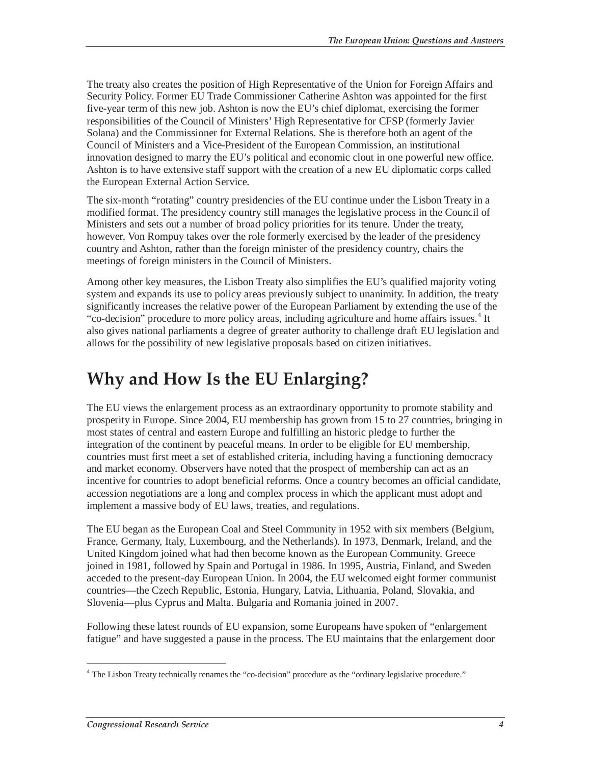The treaty also creates the position of High Representative of the Union for Foreign Affairs and Security Policy. Former EU Trade Commissioner Catherine Ashton was appointed for the first five-year term of this new job. Ashton is now the EU's chief diplomat, exercising the former responsibilities of the Council of Ministers' High Representative for CFSP (formerly Javier Solana) and the Commissioner for External Relations. She is therefore both an agent of the Council of Ministers and a Vice-President of the European Commission, an institutional innovation designed to marry the EU's political and economic clout in one powerful new office. Ashton is to have extensive staff support with the creation of a new EU diplomatic corps called the European External Action Service.

The six-month "rotating" country presidencies of the EU continue under the Lisbon Treaty in a modified format. The presidency country still manages the legislative process in the Council of Ministers and sets out a number of broad policy priorities for its tenure. Under the treaty, however, Von Rompuy takes over the role formerly exercised by the leader of the presidency country and Ashton, rather than the foreign minister of the presidency country, chairs the meetings of foreign ministers in the Council of Ministers.

Among other key measures, the Lisbon Treaty also simplifies the EU's qualified majority voting system and expands its use to policy areas previously subject to unanimity. In addition, the treaty significantly increases the relative power of the European Parliament by extending the use of the "co-decision" procedure to more policy areas, including agriculture and home affairs issues.[4] It also gives national parliaments a degree of greater authority to challenge draft EU legislation and allows for the possibility of new legislative proposals based on citizen initiatives.

# Why and How Is the EU Enlarging?

The EU views the enlargement process as an extraordinary opportunity to promote stability and prosperity in Europe. Since 2004, EU membership has grown from 15 to 27 countries, bringing in most states of central and eastern Europe and fulfilling an historic pledge to further the integration of the continent by peaceful means. In order to be eligible for EU membership, countries must first meet a set of established criteria, including having a functioning democracy and market economy. Observers have noted that the prospect of membership can act as an incentive for countries to adopt beneficial reforms. Once a country becomes an official candidate, accession negotiations are a long and complex process in which the applicant must adopt and implement a massive body of EU laws, treaties, and regulations.

The EU began as the European Coal and Steel Community in 1952 with six members (Belgium, France, Germany, Italy, Luxembourg, and the Netherlands). In 1973, Denmark, Ireland, and the United Kingdom joined what had then become known as the European Community. Greece joined in 1981, followed by Spain and Portugal in 1986. In 1995, Austria, Finland, and Sweden acceded to the present-day European Union. In 2004, the EU welcomed eight former communist countries—the Czech Republic, Estonia, Hungary, Latvia, Lithuania, Poland, Slovakia, and Slovenia—plus Cyprus and Malta. Bulgaria and Romania joined in 2007.

Following these latest rounds of EU expansion, some Europeans have spoken of "enlargement fatigue" and have suggested a pause in the process. The EU maintains that the enlargement door

---

[4] The Lisbon Treaty technically renames the "co-decision" procedure as the "ordinary legislative procedure."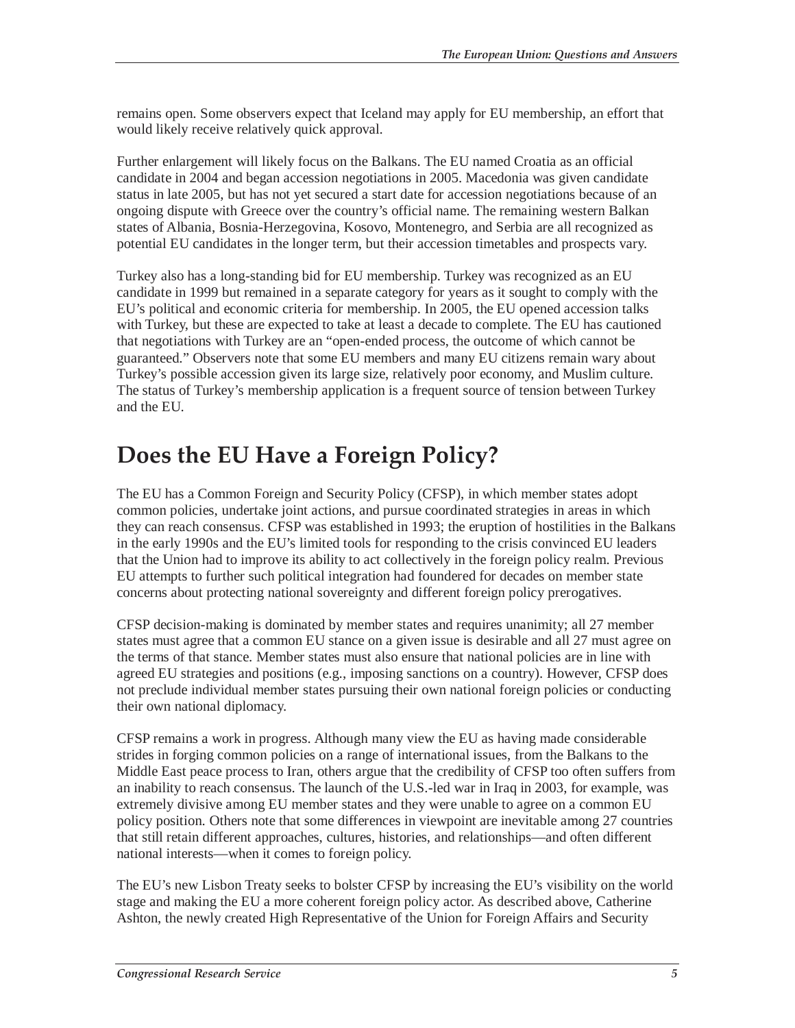remains open. Some observers expect that Iceland may apply for EU membership, an effort that would likely receive relatively quick approval.

Further enlargement will likely focus on the Balkans. The EU named Croatia as an official candidate in 2004 and began accession negotiations in 2005. Macedonia was given candidate status in late 2005, but has not yet secured a start date for accession negotiations because of an ongoing dispute with Greece over the country's official name. The remaining western Balkan states of Albania, Bosnia-Herzegovina, Kosovo, Montenegro, and Serbia are all recognized as potential EU candidates in the longer term, but their accession timetables and prospects vary.

Turkey also has a long-standing bid for EU membership. Turkey was recognized as an EU candidate in 1999 but remained in a separate category for years as it sought to comply with the EU's political and economic criteria for membership. In 2005, the EU opened accession talks with Turkey, but these are expected to take at least a decade to complete. The EU has cautioned that negotiations with Turkey are an "open-ended process, the outcome of which cannot be guaranteed." Observers note that some EU members and many EU citizens remain wary about Turkey's possible accession given its large size, relatively poor economy, and Muslim culture. The status of Turkey's membership application is a frequent source of tension between Turkey and the EU.

## Does the EU Have a Foreign Policy?

The EU has a Common Foreign and Security Policy (CFSP), in which member states adopt common policies, undertake joint actions, and pursue coordinated strategies in areas in which they can reach consensus. CFSP was established in 1993; the eruption of hostilities in the Balkans in the early 1990s and the EU's limited tools for responding to the crisis convinced EU leaders that the Union had to improve its ability to act collectively in the foreign policy realm. Previous EU attempts to further such political integration had foundered for decades on member state concerns about protecting national sovereignty and different foreign policy prerogatives.

CFSP decision-making is dominated by member states and requires unanimity; all 27 member states must agree that a common EU stance on a given issue is desirable and all 27 must agree on the terms of that stance. Member states must also ensure that national policies are in line with agreed EU strategies and positions (e.g., imposing sanctions on a country). However, CFSP does not preclude individual member states pursuing their own national foreign policies or conducting their own national diplomacy.

CFSP remains a work in progress. Although many view the EU as having made considerable strides in forging common policies on a range of international issues, from the Balkans to the Middle East peace process to Iran, others argue that the credibility of CFSP too often suffers from an inability to reach consensus. The launch of the U.S.-led war in Iraq in 2003, for example, was extremely divisive among EU member states and they were unable to agree on a common EU policy position. Others note that some differences in viewpoint are inevitable among 27 countries that still retain different approaches, cultures, histories, and relationships—and often different national interests—when it comes to foreign policy.

The EU's new Lisbon Treaty seeks to bolster CFSP by increasing the EU's visibility on the world stage and making the EU a more coherent foreign policy actor. As described above, Catherine Ashton, the newly created High Representative of the Union for Foreign Affairs and Security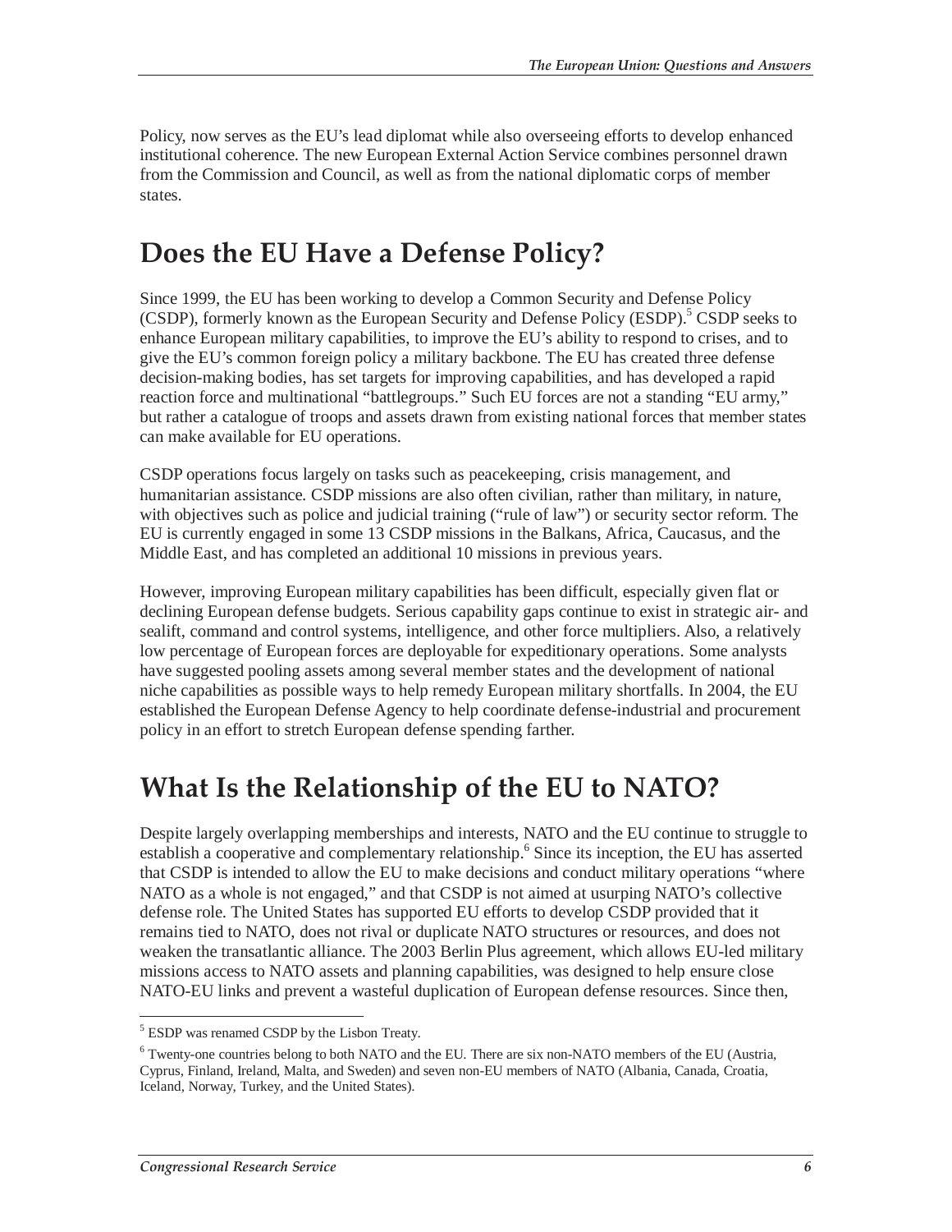Policy, now serves as the EU's lead diplomat while also overseeing efforts to develop enhanced institutional coherence. The new European External Action Service combines personnel drawn from the Commission and Council, as well as from the national diplomatic corps of member states.

## Does the EU Have a Defense Policy?

Since 1999, the EU has been working to develop a Common Security and Defense Policy (CSDP), formerly known as the European Security and Defense Policy (ESDP).[5] CSDP seeks to enhance European military capabilities, to improve the EU's ability to respond to crises, and to give the EU's common foreign policy a military backbone. The EU has created three defense decision-making bodies, has set targets for improving capabilities, and has developed a rapid reaction force and multinational "battlegroups." Such EU forces are not a standing "EU army," but rather a catalogue of troops and assets drawn from existing national forces that member states can make available for EU operations.

CSDP operations focus largely on tasks such as peacekeeping, crisis management, and humanitarian assistance. CSDP missions are also often civilian, rather than military, in nature, with objectives such as police and judicial training ("rule of law") or security sector reform. The EU is currently engaged in some 13 CSDP missions in the Balkans, Africa, Caucasus, and the Middle East, and has completed an additional 10 missions in previous years.

However, improving European military capabilities has been difficult, especially given flat or declining European defense budgets. Serious capability gaps continue to exist in strategic air- and sealift, command and control systems, intelligence, and other force multipliers. Also, a relatively low percentage of European forces are deployable for expeditionary operations. Some analysts have suggested pooling assets among several member states and the development of national niche capabilities as possible ways to help remedy European military shortfalls. In 2004, the EU established the European Defense Agency to help coordinate defense-industrial and procurement policy in an effort to stretch European defense spending farther.

## What Is the Relationship of the EU to NATO?

Despite largely overlapping memberships and interests, NATO and the EU continue to struggle to establish a cooperative and complementary relationship.[6] Since its inception, the EU has asserted that CSDP is intended to allow the EU to make decisions and conduct military operations "where NATO as a whole is not engaged," and that CSDP is not aimed at usurping NATO's collective defense role. The United States has supported EU efforts to develop CSDP provided that it remains tied to NATO, does not rival or duplicate NATO structures or resources, and does not weaken the transatlantic alliance. The 2003 Berlin Plus agreement, which allows EU-led military missions access to NATO assets and planning capabilities, was designed to help ensure close NATO-EU links and prevent a wasteful duplication of European defense resources. Since then,

---

[5] ESDP was renamed CSDP by the Lisbon Treaty.

[6] Twenty-one countries belong to both NATO and the EU. There are six non-NATO members of the EU (Austria, Cyprus, Finland, Ireland, Malta, and Sweden) and seven non-EU members of NATO (Albania, Canada, Croatia, Iceland, Norway, Turkey, and the United States).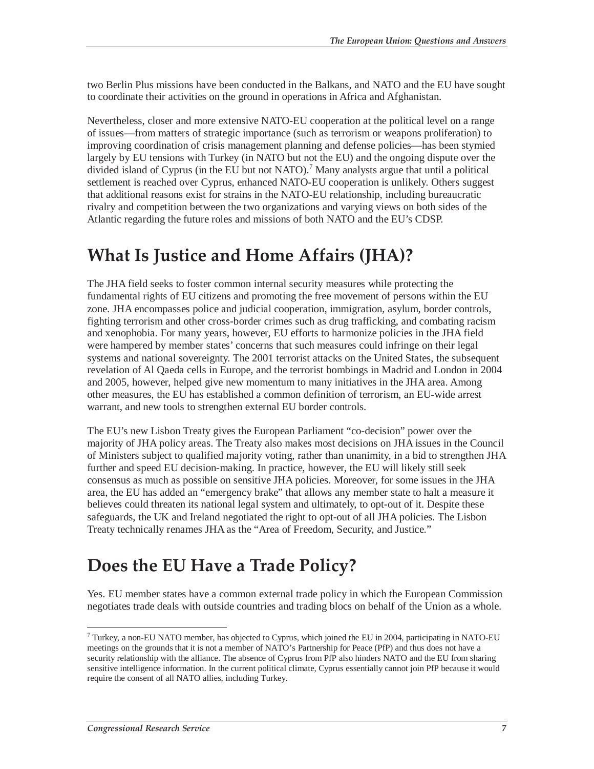two Berlin Plus missions have been conducted in the Balkans, and NATO and the EU have sought to coordinate their activities on the ground in operations in Africa and Afghanistan.

Nevertheless, closer and more extensive NATO-EU cooperation at the political level on a range of issues—from matters of strategic importance (such as terrorism or weapons proliferation) to improving coordination of crisis management planning and defense policies—has been stymied largely by EU tensions with Turkey (in NATO but not the EU) and the ongoing dispute over the divided island of Cyprus (in the EU but not NATO).[7] Many analysts argue that until a political settlement is reached over Cyprus, enhanced NATO-EU cooperation is unlikely. Others suggest that additional reasons exist for strains in the NATO-EU relationship, including bureaucratic rivalry and competition between the two organizations and varying views on both sides of the Atlantic regarding the future roles and missions of both NATO and the EU's CDSP.

## What Is Justice and Home Affairs (JHA)?

The JHA field seeks to foster common internal security measures while protecting the fundamental rights of EU citizens and promoting the free movement of persons within the EU zone. JHA encompasses police and judicial cooperation, immigration, asylum, border controls, fighting terrorism and other cross-border crimes such as drug trafficking, and combating racism and xenophobia. For many years, however, EU efforts to harmonize policies in the JHA field were hampered by member states' concerns that such measures could infringe on their legal systems and national sovereignty. The 2001 terrorist attacks on the United States, the subsequent revelation of Al Qaeda cells in Europe, and the terrorist bombings in Madrid and London in 2004 and 2005, however, helped give new momentum to many initiatives in the JHA area. Among other measures, the EU has established a common definition of terrorism, an EU-wide arrest warrant, and new tools to strengthen external EU border controls.

The EU's new Lisbon Treaty gives the European Parliament "co-decision" power over the majority of JHA policy areas. The Treaty also makes most decisions on JHA issues in the Council of Ministers subject to qualified majority voting, rather than unanimity, in a bid to strengthen JHA further and speed EU decision-making. In practice, however, the EU will likely still seek consensus as much as possible on sensitive JHA policies. Moreover, for some issues in the JHA area, the EU has added an "emergency brake" that allows any member state to halt a measure it believes could threaten its national legal system and ultimately, to opt-out of it. Despite these safeguards, the UK and Ireland negotiated the right to opt-out of all JHA policies. The Lisbon Treaty technically renames JHA as the "Area of Freedom, Security, and Justice."

## Does the EU Have a Trade Policy?

Yes. EU member states have a common external trade policy in which the European Commission negotiates trade deals with outside countries and trading blocs on behalf of the Union as a whole.

---

[7] Turkey, a non-EU NATO member, has objected to Cyprus, which joined the EU in 2004, participating in NATO-EU meetings on the grounds that it is not a member of NATO's Partnership for Peace (PfP) and thus does not have a security relationship with the alliance. The absence of Cyprus from PfP also hinders NATO and the EU from sharing sensitive intelligence information. In the current political climate, Cyprus essentially cannot join PfP because it would require the consent of all NATO allies, including Turkey.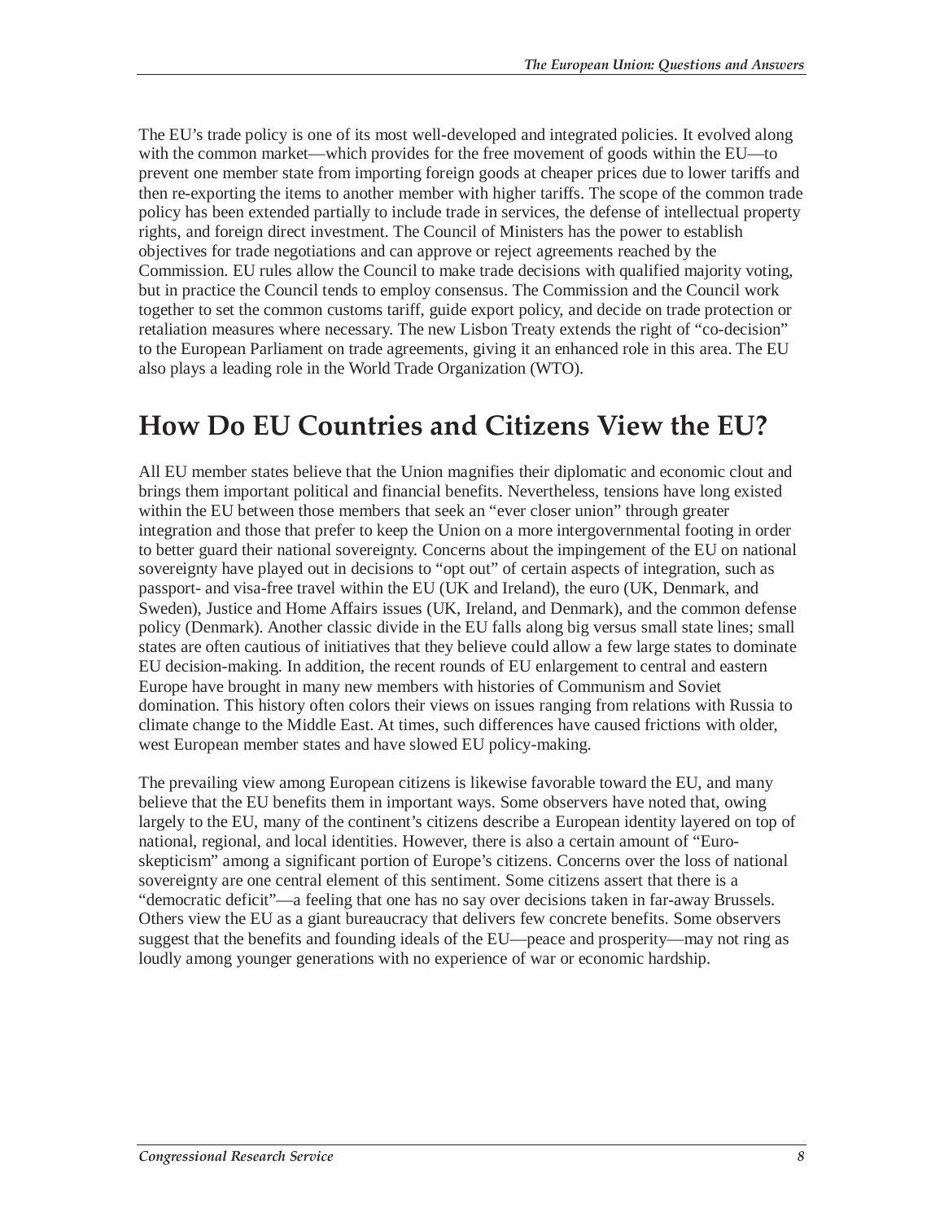The EU's trade policy is one of its most well-developed and integrated policies. It evolved along with the common market—which provides for the free movement of goods within the EU—to prevent one member state from importing foreign goods at cheaper prices due to lower tariffs and then re-exporting the items to another member with higher tariffs. The scope of the common trade policy has been extended partially to include trade in services, the defense of intellectual property rights, and foreign direct investment. The Council of Ministers has the power to establish objectives for trade negotiations and can approve or reject agreements reached by the Commission. EU rules allow the Council to make trade decisions with qualified majority voting, but in practice the Council tends to employ consensus. The Commission and the Council work together to set the common customs tariff, guide export policy, and decide on trade protection or retaliation measures where necessary. The new Lisbon Treaty extends the right of "co-decision" to the European Parliament on trade agreements, giving it an enhanced role in this area. The EU also plays a leading role in the World Trade Organization (WTO).

## How Do EU Countries and Citizens View the EU?

All EU member states believe that the Union magnifies their diplomatic and economic clout and brings them important political and financial benefits. Nevertheless, tensions have long existed within the EU between those members that seek an "ever closer union" through greater integration and those that prefer to keep the Union on a more intergovernmental footing in order to better guard their national sovereignty. Concerns about the impingement of the EU on national sovereignty have played out in decisions to "opt out" of certain aspects of integration, such as passport- and visa-free travel within the EU (UK and Ireland), the euro (UK, Denmark, and Sweden), Justice and Home Affairs issues (UK, Ireland, and Denmark), and the common defense policy (Denmark). Another classic divide in the EU falls along big versus small state lines; small states are often cautious of initiatives that they believe could allow a few large states to dominate EU decision-making. In addition, the recent rounds of EU enlargement to central and eastern Europe have brought in many new members with histories of Communism and Soviet domination. This history often colors their views on issues ranging from relations with Russia to climate change to the Middle East. At times, such differences have caused frictions with older, west European member states and have slowed EU policy-making.

The prevailing view among European citizens is likewise favorable toward the EU, and many believe that the EU benefits them in important ways. Some observers have noted that, owing largely to the EU, many of the continent's citizens describe a European identity layered on top of national, regional, and local identities. However, there is also a certain amount of "Euro-skepticism" among a significant portion of Europe's citizens. Concerns over the loss of national sovereignty are one central element of this sentiment. Some citizens assert that there is a "democratic deficit"—a feeling that one has no say over decisions taken in far-away Brussels. Others view the EU as a giant bureaucracy that delivers few concrete benefits. Some observers suggest that the benefits and founding ideals of the EU—peace and prosperity—may not ring as loudly among younger generations with no experience of war or economic hardship.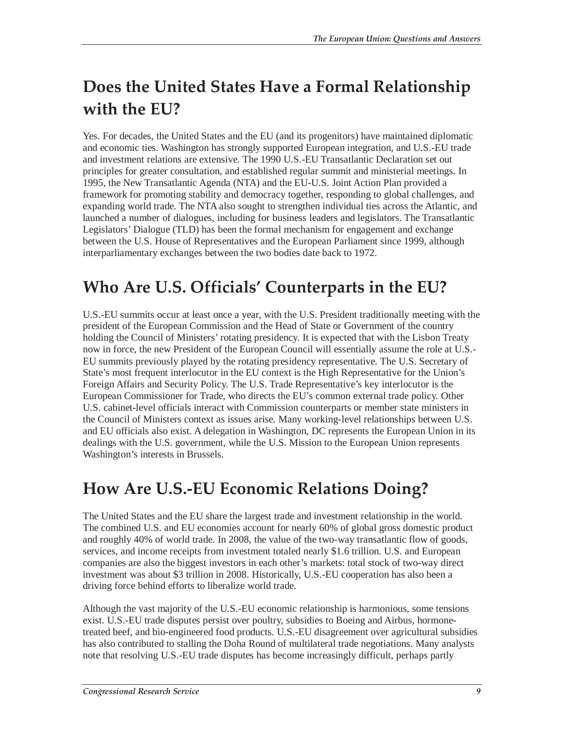## Does the United States Have a Formal Relationship with the EU?

Yes. For decades, the United States and the EU (and its progenitors) have maintained diplomatic and economic ties. Washington has strongly supported European integration, and U.S.-EU trade and investment relations are extensive. The 1990 U.S.-EU Transatlantic Declaration set out principles for greater consultation, and established regular summit and ministerial meetings. In 1995, the New Transatlantic Agenda (NTA) and the EU-U.S. Joint Action Plan provided a framework for promoting stability and democracy together, responding to global challenges, and expanding world trade. The NTA also sought to strengthen individual ties across the Atlantic, and launched a number of dialogues, including for business leaders and legislators. The Transatlantic Legislators' Dialogue (TLD) has been the formal mechanism for engagement and exchange between the U.S. House of Representatives and the European Parliament since 1999, although interparliamentary exchanges between the two bodies date back to 1972.

## Who Are U.S. Officials' Counterparts in the EU?

U.S.-EU summits occur at least once a year, with the U.S. President traditionally meeting with the president of the European Commission and the Head of State or Government of the country holding the Council of Ministers' rotating presidency. It is expected that with the Lisbon Treaty now in force, the new President of the European Council will essentially assume the role at U.S.-EU summits previously played by the rotating presidency representative. The U.S. Secretary of State's most frequent interlocutor in the EU context is the High Representative for the Union's Foreign Affairs and Security Policy. The U.S. Trade Representative's key interlocutor is the European Commissioner for Trade, who directs the EU's common external trade policy. Other U.S. cabinet-level officials interact with Commission counterparts or member state ministers in the Council of Ministers context as issues arise. Many working-level relationships between U.S. and EU officials also exist. A delegation in Washington, DC represents the European Union in its dealings with the U.S. government, while the U.S. Mission to the European Union represents Washington's interests in Brussels.

## How Are U.S.-EU Economic Relations Doing?

The United States and the EU share the largest trade and investment relationship in the world. The combined U.S. and EU economies account for nearly 60% of global gross domestic product and roughly 40% of world trade. In 2008, the value of the two-way transatlantic flow of goods, services, and income receipts from investment totaled nearly $1.6 trillion. U.S. and European companies are also the biggest investors in each other's markets: total stock of two-way direct investment was about $3 trillion in 2008. Historically, U.S.-EU cooperation has also been a driving force behind efforts to liberalize world trade.

Although the vast majority of the U.S.-EU economic relationship is harmonious, some tensions exist. U.S.-EU trade disputes persist over poultry, subsidies to Boeing and Airbus, hormone-treated beef, and bio-engineered food products. U.S.-EU disagreement over agricultural subsidies has also contributed to stalling the Doha Round of multilateral trade negotiations. Many analysts note that resolving U.S.-EU trade disputes has become increasingly difficult, perhaps partly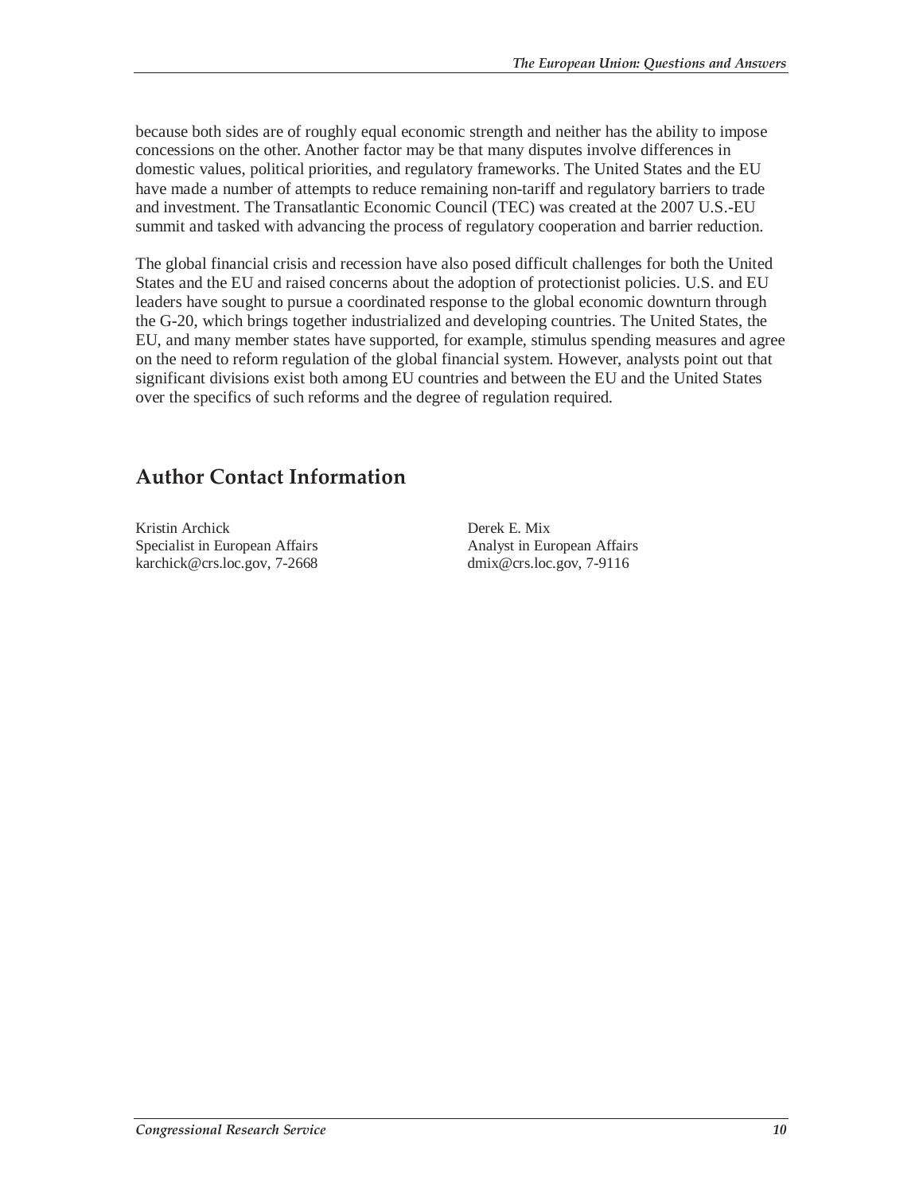because both sides are of roughly equal economic strength and neither has the ability to impose concessions on the other. Another factor may be that many disputes involve differences in domestic values, political priorities, and regulatory frameworks. The United States and the EU have made a number of attempts to reduce remaining non-tariff and regulatory barriers to trade and investment. The Transatlantic Economic Council (TEC) was created at the 2007 U.S.-EU summit and tasked with advancing the process of regulatory cooperation and barrier reduction.

The global financial crisis and recession have also posed difficult challenges for both the United States and the EU and raised concerns about the adoption of protectionist policies. U.S. and EU leaders have sought to pursue a coordinated response to the global economic downturn through the G-20, which brings together industrialized and developing countries. The United States, the EU, and many member states have supported, for example, stimulus spending measures and agree on the need to reform regulation of the global financial system. However, analysts point out that significant divisions exist both among EU countries and between the EU and the United States over the specifics of such reforms and the degree of regulation required.

## Author Contact Information

Kristin Archick
Specialist in European Affairs
karchick@crs.loc.gov, 7-2668

Derek E. Mix
Analyst in European Affairs
dmix@crs.loc.gov, 7-9116